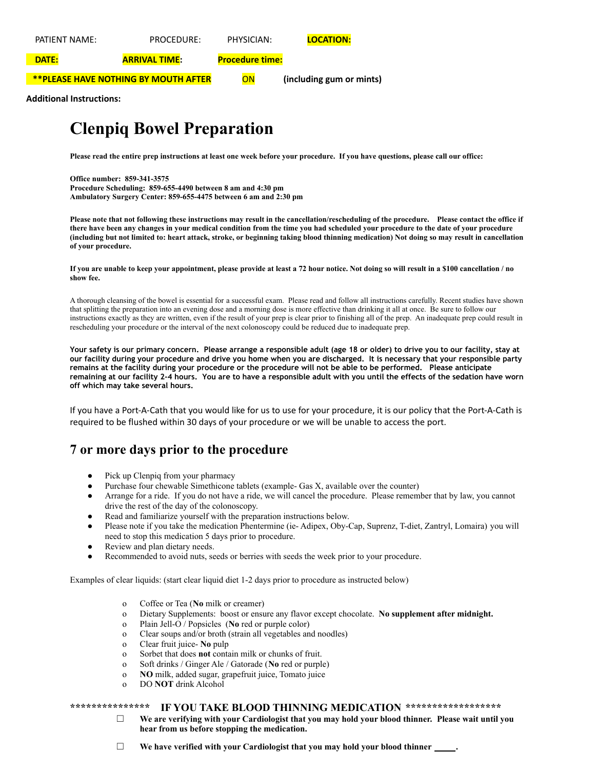PATIENT NAME: PROCEDURE: PHYSICIAN: **LOCATION:**

**DATE:** **ARRIVAL TIME:** **Procedure time:**

**\*\*PLEASE HAVE NOTHING BY MOUTH AFTER** ON **(including gum or mints)**

**Additional Instructions:**

# Clenpiq Bowel Preparation

**Please read the entire prep instructions at least one week before your procedure. If you have questions, please call our office:**

**Office number: 859-341-3575**
**Procedure Scheduling: 859-655-4490 between 8 am and 4:30 pm**
**Ambulatory Surgery Center: 859-655-4475 between 6 am and 2:30 pm**

**Please note that not following these instructions may result in the cancellation/rescheduling of the procedure. Please contact the office if there have been any changes in your medical condition from the time you had scheduled your procedure to the date of your procedure (including but not limited to: heart attack, stroke, or beginning taking blood thinning medication) Not doing so may result in cancellation of your procedure.**

**If you are unable to keep your appointment, please provide at least a 72 hour notice. Not doing so will result in a $100 cancellation / no show fee.**

A thorough cleansing of the bowel is essential for a successful exam. Please read and follow all instructions carefully. Recent studies have shown that splitting the preparation into an evening dose and a morning dose is more effective than drinking it all at once. Be sure to follow our instructions exactly as they are written, even if the result of your prep is clear prior to finishing all of the prep. An inadequate prep could result in rescheduling your procedure or the interval of the next colonoscopy could be reduced due to inadequate prep.

**Your safety is our primary concern. Please arrange a responsible adult (age 18 or older) to drive you to our facility, stay at our facility during your procedure and drive you home when you are discharged. It is necessary that your responsible party remains at the facility during your procedure or the procedure will not be able to be performed. Please anticipate remaining at our facility 2-4 hours. You are to have a responsible adult with you until the effects of the sedation have worn off which may take several hours.**

If you have a Port-A-Cath that you would like for us to use for your procedure, it is our policy that the Port-A-Cath is required to be flushed within 30 days of your procedure or we will be unable to access the port.

## 7 or more days prior to the procedure

- Pick up Clenpiq from your pharmacy
- Purchase four chewable Simethicone tablets (example- Gas X, available over the counter)
- Arrange for a ride. If you do not have a ride, we will cancel the procedure. Please remember that by law, you cannot drive the rest of the day of the colonoscopy.
- Read and familiarize yourself with the preparation instructions below.
- Please note if you take the medication Phentermine (ie- Adipex, Oby-Cap, Suprenz, T-diet, Zantryl, Lomaira) you will need to stop this medication 5 days prior to procedure.
- Review and plan dietary needs.
- Recommended to avoid nuts, seeds or berries with seeds the week prior to your procedure.

Examples of clear liquids: (start clear liquid diet 1-2 days prior to procedure as instructed below)

- Coffee or Tea (**No** milk or creamer)
- Dietary Supplements: boost or ensure any flavor except chocolate. **No supplement after midnight.**
- Plain Jell-O / Popsicles (**No** red or purple color)
- Clear soups and/or broth (strain all vegetables and noodles)
- Clear fruit juice- **No** pulp
- Sorbet that does **not** contain milk or chunks of fruit.
- Soft drinks / Ginger Ale / Gatorade (**No** red or purple)
- **NO** milk, added sugar, grapefruit juice, Tomato juice
- DO **NOT** drink Alcohol

**\*\*\*\*\*\*\*\*\*\*\*\*\*\*\* IF YOU TAKE BLOOD THINNING MEDICATION \*\*\*\*\*\*\*\*\*\*\*\*\*\*\*\*\*\***

- ☐ **We are verifying with your Cardiologist that you may hold your blood thinner. Please wait until you hear from us before stopping the medication.**
- ☐ **We have verified with your Cardiologist that you may hold your blood thinner \_\_\_\_\_.**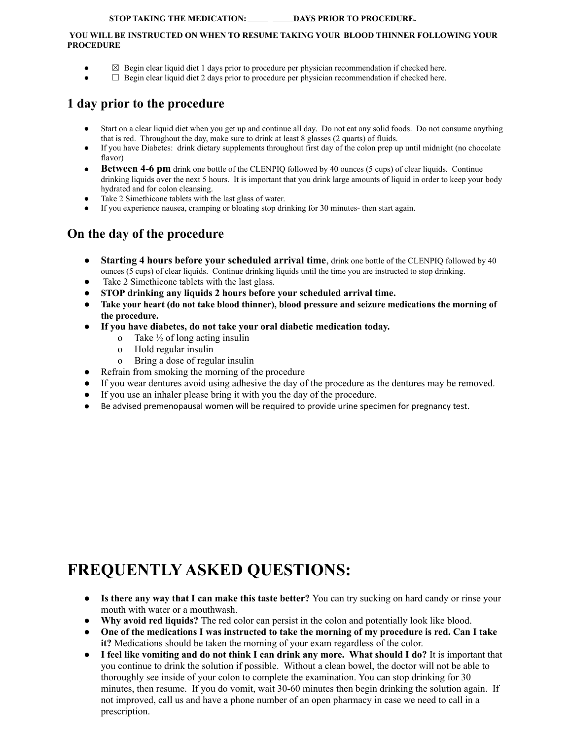**STOP TAKING THE MEDICATION: \_\_\_\_\_ \_\_\_\_\_DAYS PRIOR TO PROCEDURE.**

**YOU WILL BE INSTRUCTED ON WHEN TO RESUME TAKING YOUR BLOOD THINNER FOLLOWING YOUR PROCEDURE**

- ☒ Begin clear liquid diet 1 days prior to procedure per physician recommendation if checked here.
- ☐ Begin clear liquid diet 2 days prior to procedure per physician recommendation if checked here.

## 1 day prior to the procedure

- Start on a clear liquid diet when you get up and continue all day. Do not eat any solid foods. Do not consume anything that is red. Throughout the day, make sure to drink at least 8 glasses (2 quarts) of fluids.
- If you have Diabetes: drink dietary supplements throughout first day of the colon prep up until midnight (no chocolate flavor)
- **Between 4-6 pm** drink one bottle of the CLENPIQ followed by 40 ounces (5 cups) of clear liquids. Continue drinking liquids over the next 5 hours. It is important that you drink large amounts of liquid in order to keep your body hydrated and for colon cleansing.
- Take 2 Simethicone tablets with the last glass of water.
- If you experience nausea, cramping or bloating stop drinking for 30 minutes- then start again.

## On the day of the procedure

- **Starting 4 hours before your scheduled arrival time**, drink one bottle of the CLENPIQ followed by 40 ounces (5 cups) of clear liquids. Continue drinking liquids until the time you are instructed to stop drinking.
- Take 2 Simethicone tablets with the last glass.
- **STOP drinking any liquids 2 hours before your scheduled arrival time.**
- **Take your heart (do not take blood thinner), blood pressure and seizure medications the morning of the procedure.**
- **If you have diabetes, do not take your oral diabetic medication today.**
  - Take ½ of long acting insulin
  - Hold regular insulin
  - Bring a dose of regular insulin
- Refrain from smoking the morning of the procedure
- If you wear dentures avoid using adhesive the day of the procedure as the dentures may be removed.
- If you use an inhaler please bring it with you the day of the procedure.
- Be advised premenopausal women will be required to provide urine specimen for pregnancy test.

# FREQUENTLY ASKED QUESTIONS:

- **Is there any way that I can make this taste better?** You can try sucking on hard candy or rinse your mouth with water or a mouthwash.
- **Why avoid red liquids?** The red color can persist in the colon and potentially look like blood.
- **One of the medications I was instructed to take the morning of my procedure is red. Can I take it?** Medications should be taken the morning of your exam regardless of the color.
- **I feel like vomiting and do not think I can drink any more. What should I do?** It is important that you continue to drink the solution if possible. Without a clean bowel, the doctor will not be able to thoroughly see inside of your colon to complete the examination. You can stop drinking for 30 minutes, then resume. If you do vomit, wait 30-60 minutes then begin drinking the solution again. If not improved, call us and have a phone number of an open pharmacy in case we need to call in a prescription.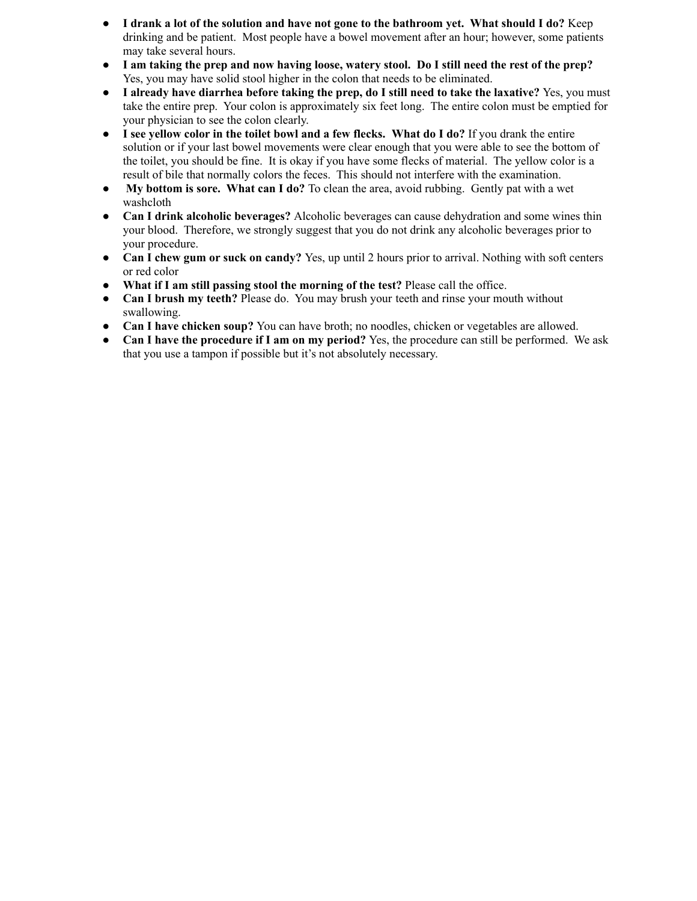- **I drank a lot of the solution and have not gone to the bathroom yet. What should I do?** Keep drinking and be patient. Most people have a bowel movement after an hour; however, some patients may take several hours.
- **I am taking the prep and now having loose, watery stool. Do I still need the rest of the prep?** Yes, you may have solid stool higher in the colon that needs to be eliminated.
- **I already have diarrhea before taking the prep, do I still need to take the laxative?** Yes, you must take the entire prep. Your colon is approximately six feet long. The entire colon must be emptied for your physician to see the colon clearly.
- **I see yellow color in the toilet bowl and a few flecks. What do I do?** If you drank the entire solution or if your last bowel movements were clear enough that you were able to see the bottom of the toilet, you should be fine. It is okay if you have some flecks of material. The yellow color is a result of bile that normally colors the feces. This should not interfere with the examination.
- **My bottom is sore. What can I do?** To clean the area, avoid rubbing. Gently pat with a wet washcloth
- **Can I drink alcoholic beverages?** Alcoholic beverages can cause dehydration and some wines thin your blood. Therefore, we strongly suggest that you do not drink any alcoholic beverages prior to your procedure.
- **Can I chew gum or suck on candy?** Yes, up until 2 hours prior to arrival. Nothing with soft centers or red color
- **What if I am still passing stool the morning of the test?** Please call the office.
- **Can I brush my teeth?** Please do. You may brush your teeth and rinse your mouth without swallowing.
- **Can I have chicken soup?** You can have broth; no noodles, chicken or vegetables are allowed.
- **Can I have the procedure if I am on my period?** Yes, the procedure can still be performed. We ask that you use a tampon if possible but it's not absolutely necessary.